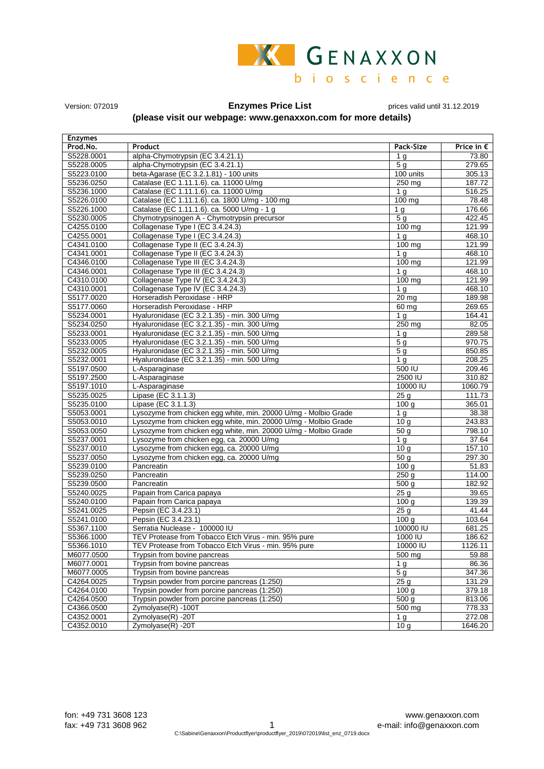GENAXXON bioscience

Version: 072019

**Enzymes Price List**

prices valid until 31.12.2019

**(please visit our webpage: www.genaxxon.com for more details)**

| Enzymes | | | |
|---|---|---|---|
| **Prod.No.** | **Product** | **Pack-Size** | **Price in €** |
| S5228.0001 | alpha-Chymotrypsin (EC 3.4.21.1) | 1 g | 73.80 |
| S5228.0005 | alpha-Chymotrypsin (EC 3.4.21.1) | 5 g | 279.65 |
| S5223.0100 | beta-Agarase (EC 3.2.1.81) - 100 units | 100 units | 305.13 |
| S5236.0250 | Catalase (EC 1.11.1.6). ca. 11000 U/mg | 250 mg | 187.72 |
| S5236.1000 | Catalase (EC 1.11.1.6). ca. 11000 U/mg | 1 g | 516.25 |
| S5226.0100 | Catalase (EC 1.11.1.6). ca. 1800 U/mg - 100 mg | 100 mg | 78.48 |
| S5226.1000 | Catalase (EC 1.11.1.6). ca. 5000 U/mg - 1 g | 1 g | 176.66 |
| S5230.0005 | Chymotrypsinogen A - Chymotrypsin precursor | 5 g | 422.45 |
| C4255.0100 | Collagenase Type I (EC 3.4.24.3) | 100 mg | 121.99 |
| C4255.0001 | Collagenase Type I (EC 3.4.24.3) | 1 g | 468.10 |
| C4341.0100 | Collagenase Type II (EC 3.4.24.3) | 100 mg | 121.99 |
| C4341.0001 | Collagenase Type II (EC 3.4.24.3) | 1 g | 468.10 |
| C4346.0100 | Collagenase Type III (EC 3.4.24.3) | 100 mg | 121.99 |
| C4346.0001 | Collagenase Type III (EC 3.4.24.3) | 1 g | 468.10 |
| C4310.0100 | Collagenase Type IV (EC 3.4.24.3) | 100 mg | 121.99 |
| C4310.0001 | Collagenase Type IV (EC 3.4.24.3) | 1 g | 468.10 |
| S5177.0020 | Horseradish Peroxidase - HRP | 20 mg | 189.98 |
| S5177.0060 | Horseradish Peroxidase - HRP | 60 mg | 269.65 |
| S5234.0001 | Hyaluronidase (EC 3.2.1.35) - min. 300 U/mg | 1 g | 164.41 |
| S5234.0250 | Hyaluronidase (EC 3.2.1.35) - min. 300 U/mg | 250 mg | 82.05 |
| S5233.0001 | Hyaluronidase (EC 3.2.1.35) - min. 500 U/mg | 1 g | 289.58 |
| S5233.0005 | Hyaluronidase (EC 3.2.1.35) - min. 500 U/mg | 5 g | 970.75 |
| S5232.0005 | Hyaluronidase (EC 3.2.1.35) - min. 500 U/mg | 5 g | 850.85 |
| S5232.0001 | Hyaluronidase (EC 3.2.1.35) - min. 500 U/mg | 1 g | 208.25 |
| S5197.0500 | L-Asparaginase | 500 IU | 209.46 |
| S5197.2500 | L-Asparaginase | 2500 IU | 310.82 |
| S5197.1010 | L-Asparaginase | 10000 IU | 1060.79 |
| S5235.0025 | Lipase (EC 3.1.1.3) | 25 g | 111.73 |
| S5235.0100 | Lipase (EC 3.1.1.3) | 100 g | 365.01 |
| S5053.0001 | Lysozyme from chicken egg white, min. 20000 U/mg - Molbio Grade | 1 g | 38.38 |
| S5053.0010 | Lysozyme from chicken egg white, min. 20000 U/mg - Molbio Grade | 10 g | 243.83 |
| S5053.0050 | Lysozyme from chicken egg white, min. 20000 U/mg - Molbio Grade | 50 g | 798.10 |
| S5237.0001 | Lysozyme from chicken egg, ca. 20000 U/mg | 1 g | 37.64 |
| S5237.0010 | Lysozyme from chicken egg, ca. 20000 U/mg | 10 g | 157.10 |
| S5237.0050 | Lysozyme from chicken egg, ca. 20000 U/mg | 50 g | 297.30 |
| S5239.0100 | Pancreatin | 100 g | 51.83 |
| S5239.0250 | Pancreatin | 250 g | 114.00 |
| S5239.0500 | Pancreatin | 500 g | 182.92 |
| S5240.0025 | Papain from Carica papaya | 25 g | 39.65 |
| S5240.0100 | Papain from Carica papaya | 100 g | 139.39 |
| S5241.0025 | Pepsin (EC 3.4.23.1) | 25 g | 41.44 |
| S5241.0100 | Pepsin (EC 3.4.23.1) | 100 g | 103.64 |
| S5367.1100 | Serratia Nuclease - 100000 IU | 100000 IU | 681.25 |
| S5366.1000 | TEV Protease from Tobacco Etch Virus - min. 95% pure | 1000 IU | 186.62 |
| S5366.1010 | TEV Protease from Tobacco Etch Virus - min. 95% pure | 10000 IU | 1126.11 |
| M6077.0500 | Trypsin from bovine pancreas | 500 mg | 59.88 |
| M6077.0001 | Trypsin from bovine pancreas | 1 g | 86.36 |
| M6077.0005 | Trypsin from bovine pancreas | 5 g | 347.36 |
| C4264.0025 | Trypsin powder from porcine pancreas (1:250) | 25 g | 131.29 |
| C4264.0100 | Trypsin powder from porcine pancreas (1:250) | 100 g | 379.18 |
| C4264.0500 | Trypsin powder from porcine pancreas (1:250) | 500 g | 813.06 |
| C4366.0500 | Zymolyase(R) -100T | 500 mg | 778.33 |
| C4352.0001 | Zymolyase(R) -20T | 1 g | 272.08 |
| C4352.0010 | Zymolyase(R) -20T | 10 g | 1646.20 |

fon: +49 731 3608 123
fax: +49 731 3608 962

www.genaxxon.com
e-mail: info@genaxxon.com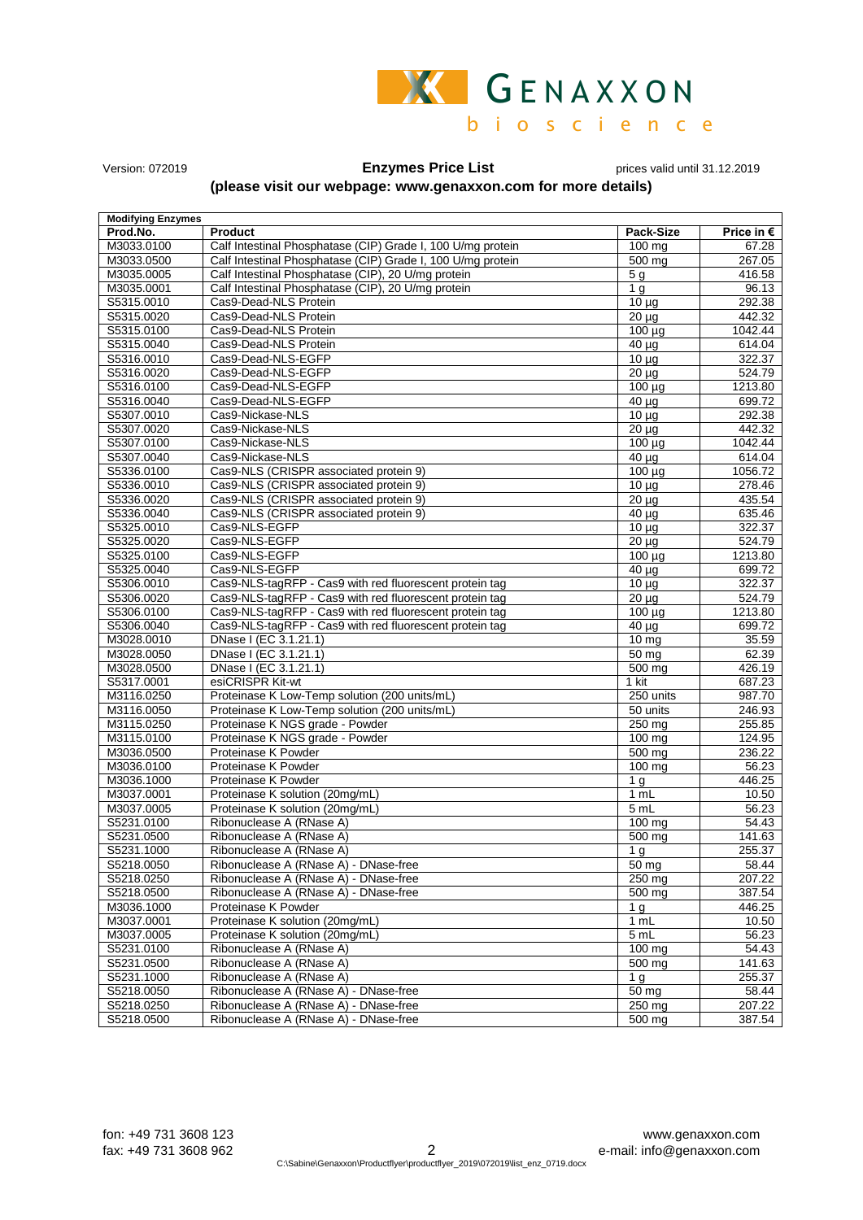Version: 072019 **Enzymes Price List** prices valid until 31.12.2019

**(please visit our webpage: www.genaxxon.com for more details)**

| Modifying Enzymes | | | |
|---|---|---|---|
| **Prod.No.** | **Product** | **Pack-Size** | **Price in €** |
| M3033.0100 | Calf Intestinal Phosphatase (CIP) Grade I, 100 U/mg protein | 100 mg | 67.28 |
| M3033.0500 | Calf Intestinal Phosphatase (CIP) Grade I, 100 U/mg protein | 500 mg | 267.05 |
| M3035.0005 | Calf Intestinal Phosphatase (CIP), 20 U/mg protein | 5 g | 416.58 |
| M3035.0001 | Calf Intestinal Phosphatase (CIP), 20 U/mg protein | 1 g | 96.13 |
| S5315.0010 | Cas9-Dead-NLS Protein | 10 µg | 292.38 |
| S5315.0020 | Cas9-Dead-NLS Protein | 20 µg | 442.32 |
| S5315.0100 | Cas9-Dead-NLS Protein | 100 µg | 1042.44 |
| S5315.0040 | Cas9-Dead-NLS Protein | 40 µg | 614.04 |
| S5316.0010 | Cas9-Dead-NLS-EGFP | 10 µg | 322.37 |
| S5316.0020 | Cas9-Dead-NLS-EGFP | 20 µg | 524.79 |
| S5316.0100 | Cas9-Dead-NLS-EGFP | 100 µg | 1213.80 |
| S5316.0040 | Cas9-Dead-NLS-EGFP | 40 µg | 699.72 |
| S5307.0010 | Cas9-Nickase-NLS | 10 µg | 292.38 |
| S5307.0020 | Cas9-Nickase-NLS | 20 µg | 442.32 |
| S5307.0100 | Cas9-Nickase-NLS | 100 µg | 1042.44 |
| S5307.0040 | Cas9-Nickase-NLS | 40 µg | 614.04 |
| S5336.0100 | Cas9-NLS (CRISPR associated protein 9) | 100 µg | 1056.72 |
| S5336.0010 | Cas9-NLS (CRISPR associated protein 9) | 10 µg | 278.46 |
| S5336.0020 | Cas9-NLS (CRISPR associated protein 9) | 20 µg | 435.54 |
| S5336.0040 | Cas9-NLS (CRISPR associated protein 9) | 40 µg | 635.46 |
| S5325.0010 | Cas9-NLS-EGFP | 10 µg | 322.37 |
| S5325.0020 | Cas9-NLS-EGFP | 20 µg | 524.79 |
| S5325.0100 | Cas9-NLS-EGFP | 100 µg | 1213.80 |
| S5325.0040 | Cas9-NLS-EGFP | 40 µg | 699.72 |
| S5306.0010 | Cas9-NLS-tagRFP - Cas9 with red fluorescent protein tag | 10 µg | 322.37 |
| S5306.0020 | Cas9-NLS-tagRFP - Cas9 with red fluorescent protein tag | 20 µg | 524.79 |
| S5306.0100 | Cas9-NLS-tagRFP - Cas9 with red fluorescent protein tag | 100 µg | 1213.80 |
| S5306.0040 | Cas9-NLS-tagRFP - Cas9 with red fluorescent protein tag | 40 µg | 699.72 |
| M3028.0010 | DNase I (EC 3.1.21.1) | 10 mg | 35.59 |
| M3028.0050 | DNase I (EC 3.1.21.1) | 50 mg | 62.39 |
| M3028.0500 | DNase I (EC 3.1.21.1) | 500 mg | 426.19 |
| S5317.0001 | esiCRISPR Kit-wt | 1 kit | 687.23 |
| M3116.0250 | Proteinase K Low-Temp solution (200 units/mL) | 250 units | 987.70 |
| M3116.0050 | Proteinase K Low-Temp solution (200 units/mL) | 50 units | 246.93 |
| M3115.0250 | Proteinase K NGS grade - Powder | 250 mg | 255.85 |
| M3115.0100 | Proteinase K NGS grade - Powder | 100 mg | 124.95 |
| M3036.0500 | Proteinase K Powder | 500 mg | 236.22 |
| M3036.0100 | Proteinase K Powder | 100 mg | 56.23 |
| M3036.1000 | Proteinase K Powder | 1 g | 446.25 |
| M3037.0001 | Proteinase K solution (20mg/mL) | 1 mL | 10.50 |
| M3037.0005 | Proteinase K solution (20mg/mL) | 5 mL | 56.23 |
| S5231.0100 | Ribonuclease A (RNase A) | 100 mg | 54.43 |
| S5231.0500 | Ribonuclease A (RNase A) | 500 mg | 141.63 |
| S5231.1000 | Ribonuclease A (RNase A) | 1 g | 255.37 |
| S5218.0050 | Ribonuclease A (RNase A) - DNase-free | 50 mg | 58.44 |
| S5218.0250 | Ribonuclease A (RNase A) - DNase-free | 250 mg | 207.22 |
| S5218.0500 | Ribonuclease A (RNase A) - DNase-free | 500 mg | 387.54 |
| M3036.1000 | Proteinase K Powder | 1 g | 446.25 |
| M3037.0001 | Proteinase K solution (20mg/mL) | 1 mL | 10.50 |
| M3037.0005 | Proteinase K solution (20mg/mL) | 5 mL | 56.23 |
| S5231.0100 | Ribonuclease A (RNase A) | 100 mg | 54.43 |
| S5231.0500 | Ribonuclease A (RNase A) | 500 mg | 141.63 |
| S5231.1000 | Ribonuclease A (RNase A) | 1 g | 255.37 |
| S5218.0050 | Ribonuclease A (RNase A) - DNase-free | 50 mg | 58.44 |
| S5218.0250 | Ribonuclease A (RNase A) - DNase-free | 250 mg | 207.22 |
| S5218.0500 | Ribonuclease A (RNase A) - DNase-free | 500 mg | 387.54 |

fon: +49 731 3608 123
fax: +49 731 3608 962

www.genaxxon.com
e-mail: info@genaxxon.com